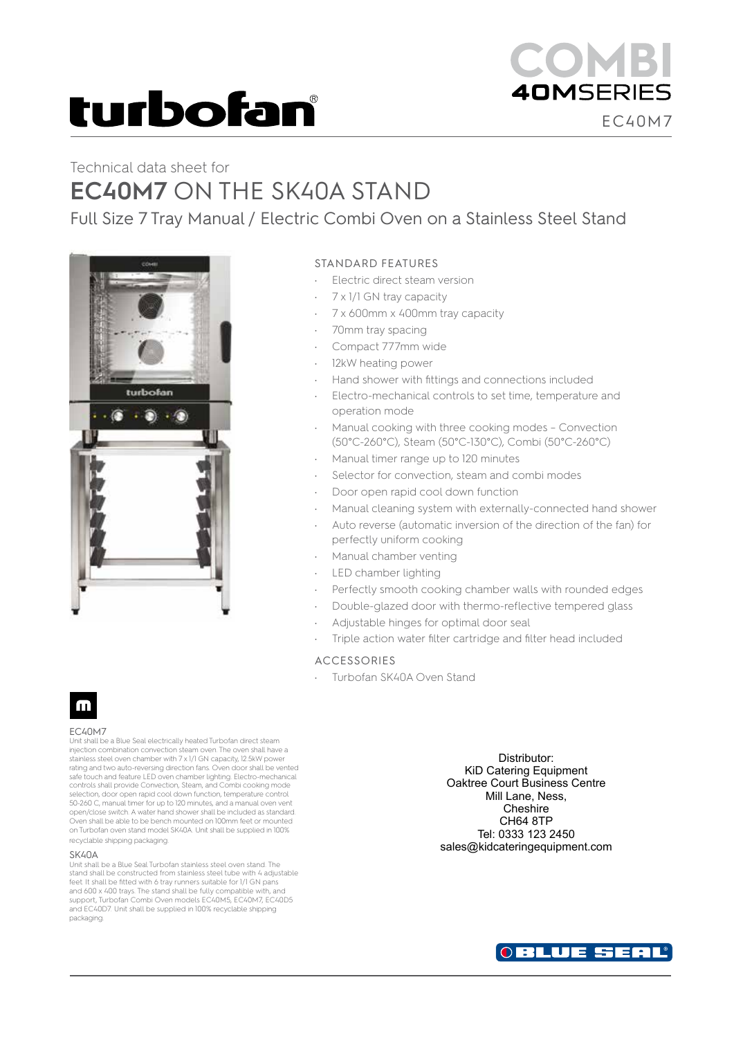# turbofan®

**COMBI 40MSERIES**

EC40M7

Technical data sheet for

## EC40M7 ON THE SK40A STAND

### Full Size 7 Tray Manual / Electric Combi Oven on a Stainless Steel Stand

### STANDARD FEATURES

- Electric direct steam version
- 7 x 1/1 GN tray capacity
- 7 x 600mm x 400mm tray capacity
- 70mm tray spacing
- Compact 777mm wide
- 12kW heating power
- Hand shower with fittings and connections included
- Electro-mechanical controls to set time, temperature and operation mode
- Manual cooking with three cooking modes – Convection (50°C-260°C), Steam (50°C-130°C), Combi (50°C-260°C)
- Manual timer range up to 120 minutes
- Selector for convection, steam and combi modes
- Door open rapid cool down function
- Manual cleaning system with externally-connected hand shower
- Auto reverse (automatic inversion of the direction of the fan) for perfectly uniform cooking
- Manual chamber venting
- LED chamber lighting
- Perfectly smooth cooking chamber walls with rounded edges
- Double-glazed door with thermo-reflective tempered glass
- Adjustable hinges for optimal door seal
- Triple action water filter cartridge and filter head included

### ACCESSORIES

- Turbofan SK40A Oven Stand

### EC40M7

Unit shall be a Blue Seal electrically heated Turbofan direct steam injection combination convection steam oven. The oven shall have a stainless steel oven chamber with 7 x 1/1 GN capacity, 12.5kW power rating and two auto-reversing direction fans. Oven door shall be vented safe touch and feature LED oven chamber lighting. Electro-mechanical controls shall provide Convection, Steam, and Combi cooking mode selection, door open rapid cool down function, temperature control 50-260 C, manual timer for up to 120 minutes, and a manual oven vent open/close switch. A water hand shower shall be included as standard. Oven shall be able to be bench mounted on 100mm feet or mounted on Turbofan oven stand model SK40A. Unit shall be supplied in 100% recyclable shipping packaging.

### SK40A

Unit shall be a Blue Seal Turbofan stainless steel oven stand. The stand shall be constructed from stainless steel tube with 4 adjustable feet. It shall be fitted with 6 tray runners suitable for 1/1 GN pans and 600 x 400 trays. The stand shall be fully compatible with, and support, Turbofan Combi Oven models EC40M5, EC40M7, EC40D5 and EC40D7. Unit shall be supplied in 100% recyclable shipping packaging.

Distributor:
KiD Catering Equipment
Oaktree Court Business Centre
Mill Lane, Ness,
Cheshire
CH64 8TP
Tel: 0333 123 2450
sales@kidcateringequipment.com

BLUE SEAL®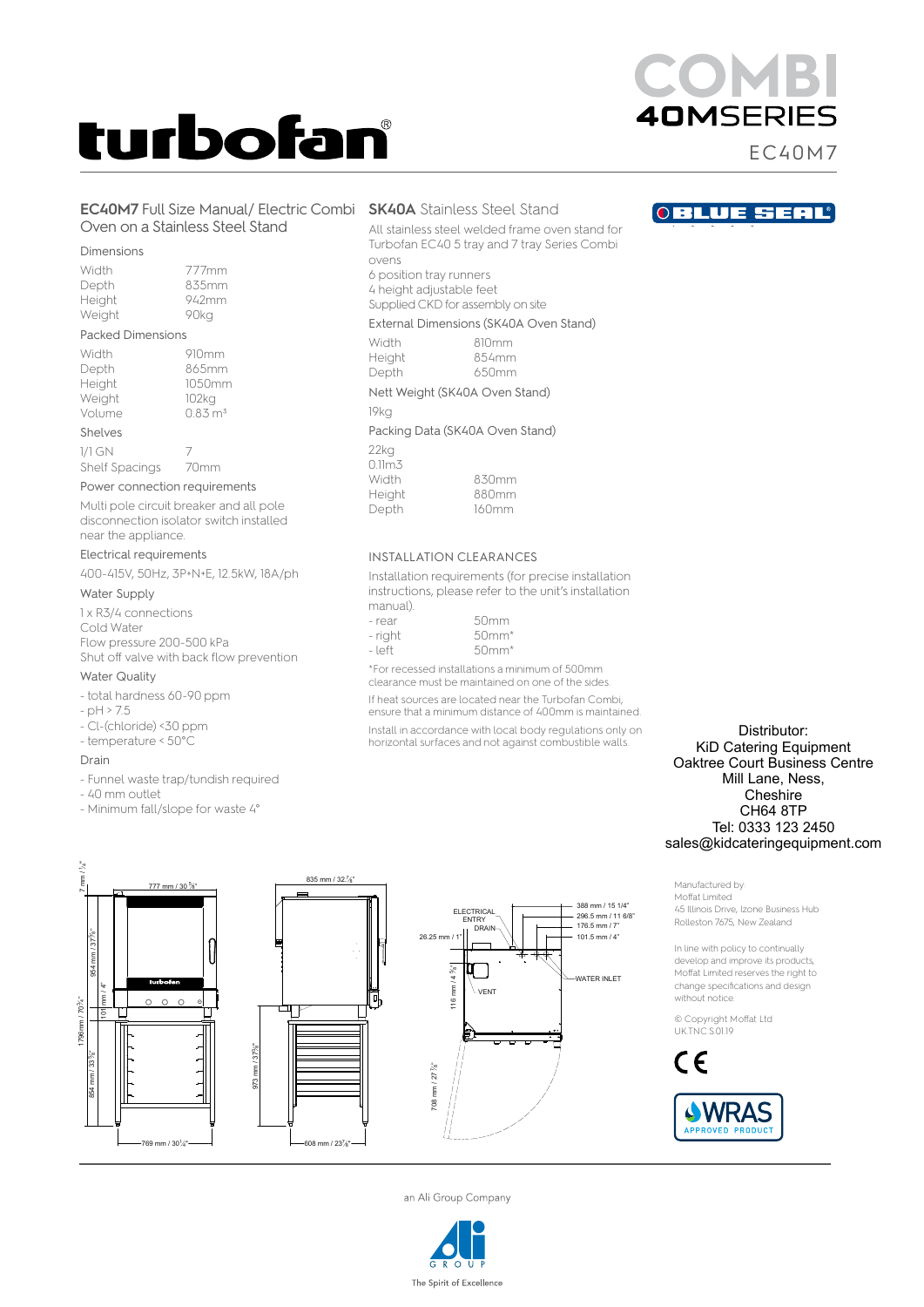# turbofan®

**COMBI**
**40MSERIES**
EC40M7

## **EC40M7** Full Size Manual/ Electric Combi Oven on a Stainless Steel Stand

### Dimensions

| | |
|---|---|
| Width | 777mm |
| Depth | 835mm |
| Height | 942mm |
| Weight | 90kg |

### Packed Dimensions

| | |
|---|---|
| Width | 910mm |
| Depth | 865mm |
| Height | 1050mm |
| Weight | 102kg |
| Volume | 0.83 m³ |

### Shelves

| | |
|---|---|
| 1/1 GN | 7 |
| Shelf Spacings | 70mm |

### Power connection requirements

Multi pole circuit breaker and all pole disconnection isolator switch installed near the appliance.

### Electrical requirements

400-415V, 50Hz, 3P+N+E, 12.5kW, 18A/ph

### Water Supply

1 x R3/4 connections
Cold Water
Flow pressure 200-500 kPa
Shut off valve with back flow prevention

### Water Quality

- total hardness 60-90 ppm
- pH > 7.5
- Cl-(chloride) <30 ppm
- temperature < 50°C

### Drain

- Funnel waste trap/tundish required
- 40 mm outlet
- Minimum fall/slope for waste 4°

## **SK40A** Stainless Steel Stand

All stainless steel welded frame oven stand for Turbofan EC40 5 tray and 7 tray Series Combi ovens
6 position tray runners
4 height adjustable feet
Supplied CKD for assembly on site

### External Dimensions (SK40A Oven Stand)

| | |
|---|---|
| Width | 810mm |
| Height | 854mm |
| Depth | 650mm |

### Nett Weight (SK40A Oven Stand)

19kg

### Packing Data (SK40A Oven Stand)

22kg
0.11m3

| | |
|---|---|
| Width | 830mm |
| Height | 880mm |
| Depth | 160mm |

### INSTALLATION CLEARANCES

Installation requirements (for precise installation instructions, please refer to the unit's installation manual).

| | |
|---|---|
| - rear | 50mm |
| - right | 50mm* |
| - left | 50mm* |

*For recessed installations a minimum of 500mm clearance must be maintained on one of the sides.

If heat sources are located near the Turbofan Combi, ensure that a minimum distance of 400mm is maintained.

Install in accordance with local body regulations only on horizontal surfaces and not against combustible walls.

BLUE SEAL®

Distributor:
KiD Catering Equipment
Oaktree Court Business Centre
Mill Lane, Ness,
Cheshire
CH64 8TP
Tel: 0333 123 2450
sales@kidcateringequipment.com

7 mm / 1/4"
777 mm / 30 5/8"
954 mm / 37 9/16"
101 mm / 4"
1796mm / 70 3/4"
854 mm / 33 5/8"
769 mm / 30 1/4"
835 mm / 32 7/8"
973 mm / 37 3/8"
608 mm / 23 7/8"
ELECTRICAL ENTRY
DRAIN
26.25 mm / 1"
388 mm / 15 1/4"
296.5 mm / 11 6/8"
176.5 mm / 7"
101.5 mm / 4"
WATER INLET
116 mm / 4 5/8"
VENT
708 mm / 27 7/8"

Manufactured by:
Moffat Limited
45 Illinois Drive, Izone Business Hub
Rolleston 7675, New Zealand

In line with policy to continually develop and improve its products, Moffat Limited reserves the right to change specifications and design without notice.

© Copyright Moffat Ltd
UK.TNC.S.01.19

CE

WRAS APPROVED PRODUCT

an Ali Group Company

Ali GROUP
The Spirit of Excellence